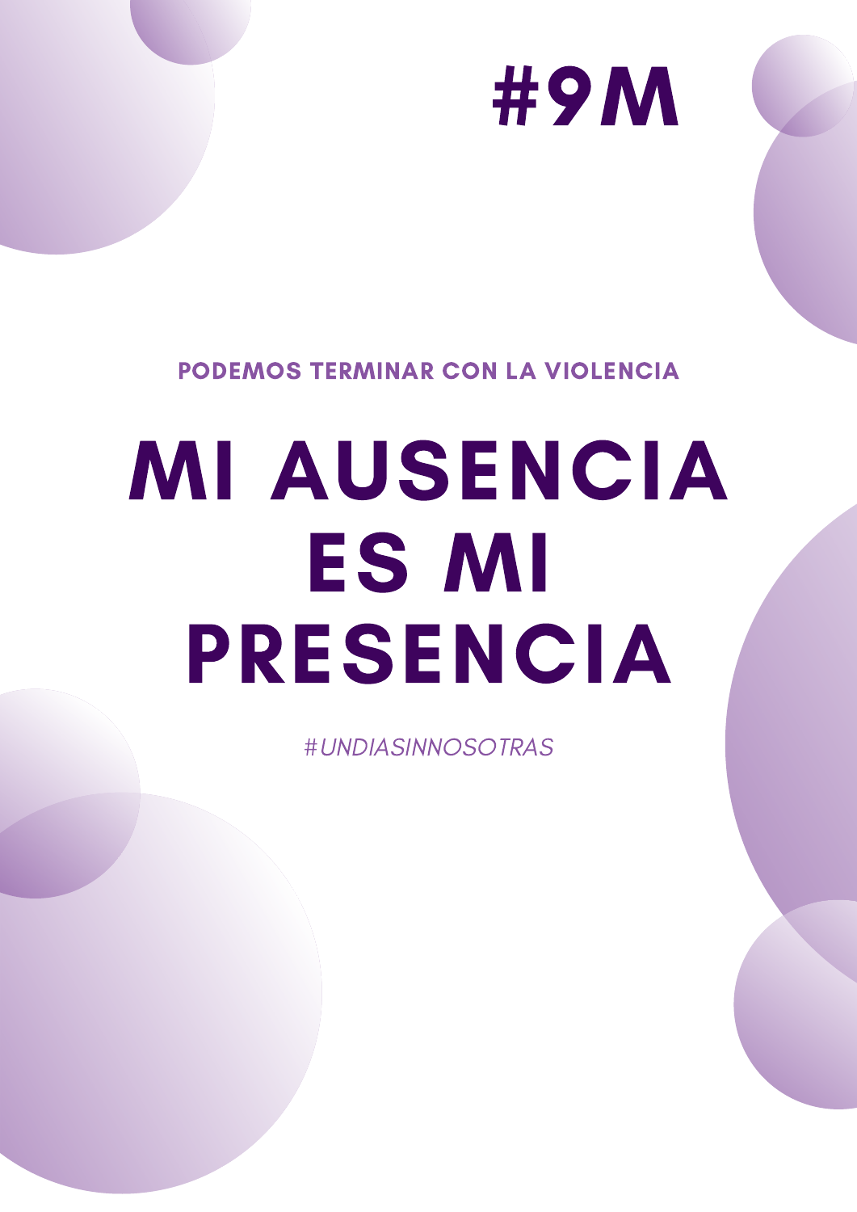# #9M

**PODEMOS TERMINAR CON LA VIOLENCIA**

# MI AUSENCIA ES MI PRESENCIA

*#UNDIASINNOSOTRAS*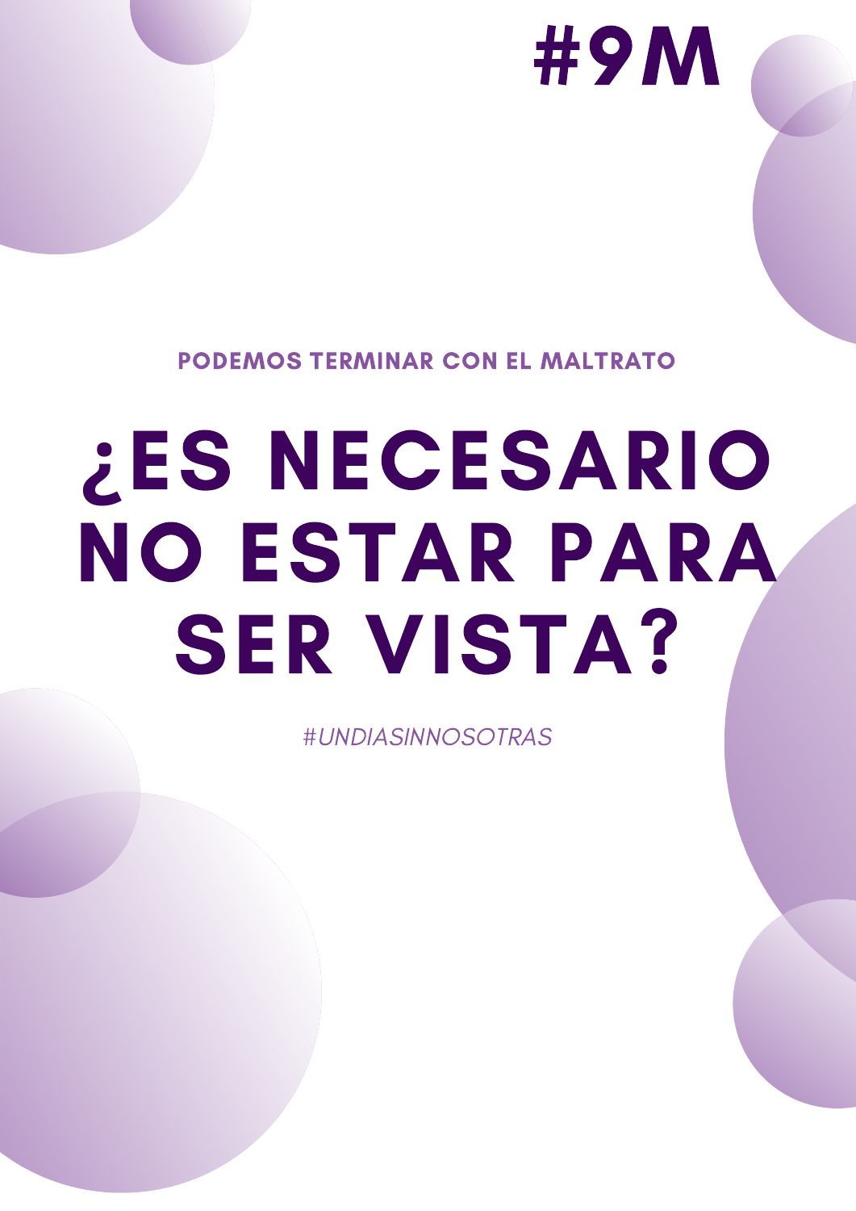**#9M**

PODEMOS TERMINAR CON EL MALTRATO

# ¿ES NECESARIO NO ESTAR PARA SER VISTA?

*#UNDIASINNOSOTRAS*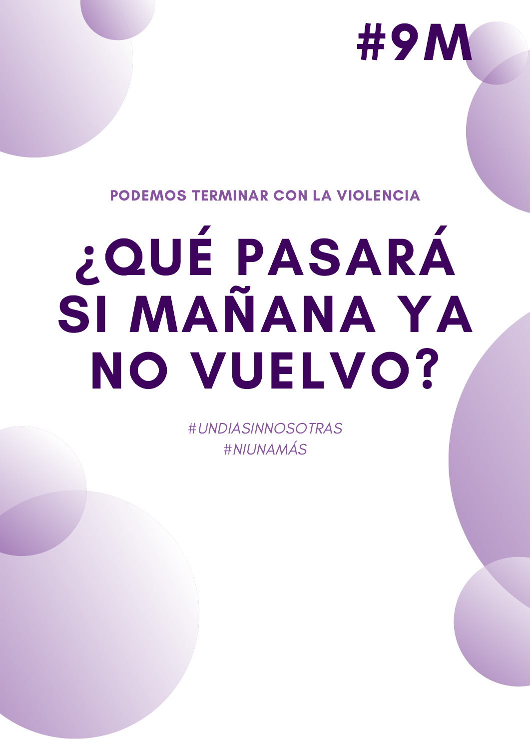#9M

**PODEMOS TERMINAR CON LA VIOLENCIA**

# ¿QUÉ PASARÁ SI MAÑANA YA NO VUELVO?

*#UNDIASINNOSOTRAS*
*#NIUNAMÁS*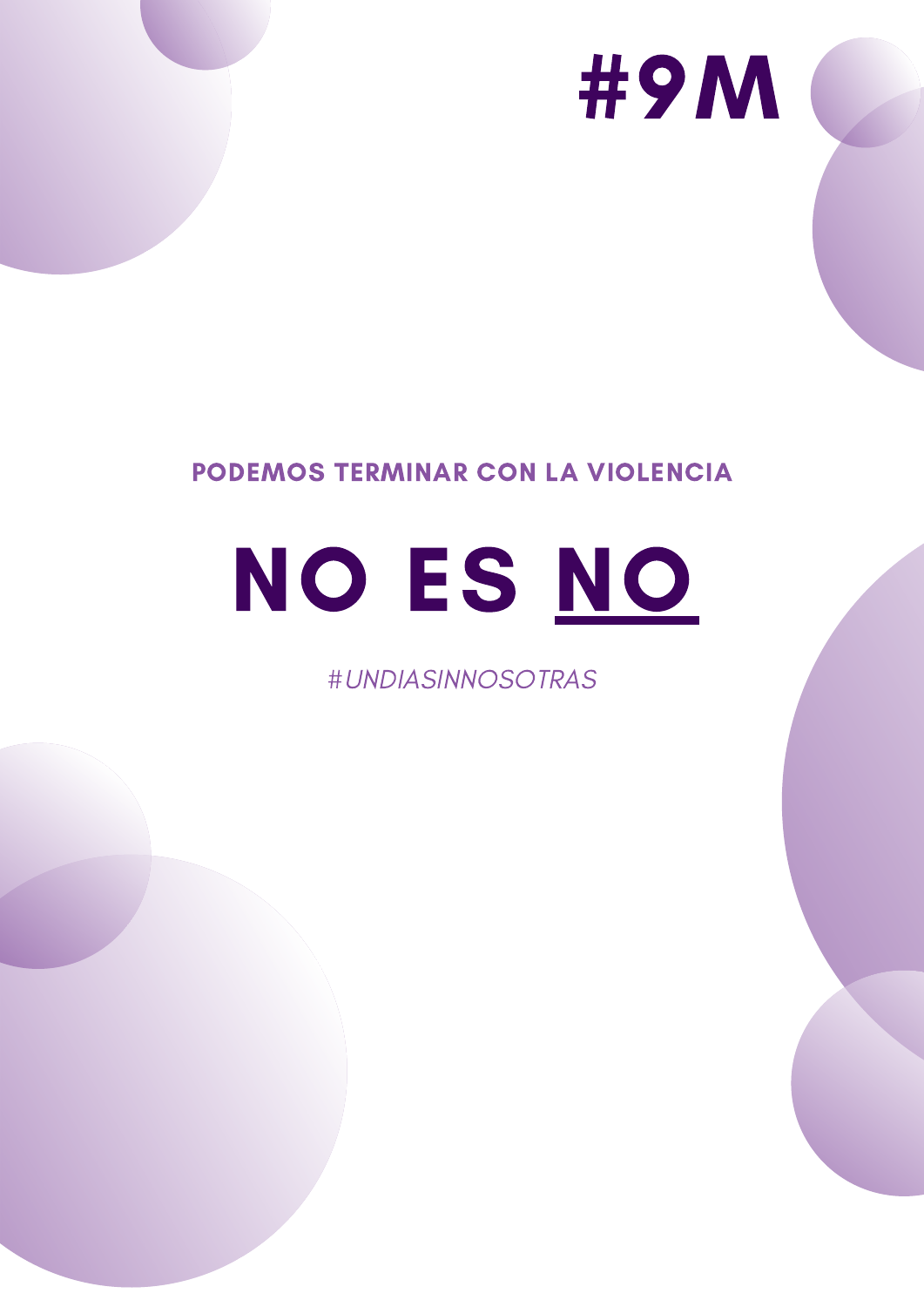**#9M**

**PODEMOS TERMINAR CON LA VIOLENCIA**

# NO ES <u>NO</u>

*#UNDIASINNOSOTRAS*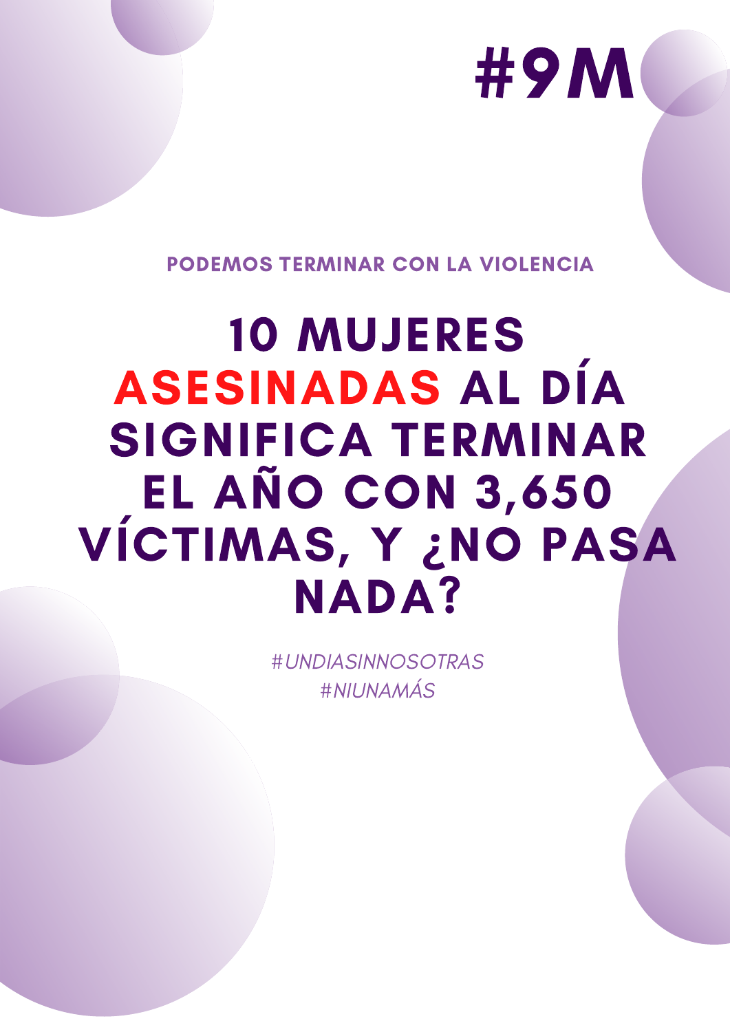# #9M

**PODEMOS TERMINAR CON LA VIOLENCIA**

# 10 MUJERES ASESINADAS AL DÍA SIGNIFICA TERMINAR EL AÑO CON 3,650 VÍCTIMAS, Y ¿NO PASA NADA?

*#UNDIASINNOSOTRAS*
*#NIUNAMÁS*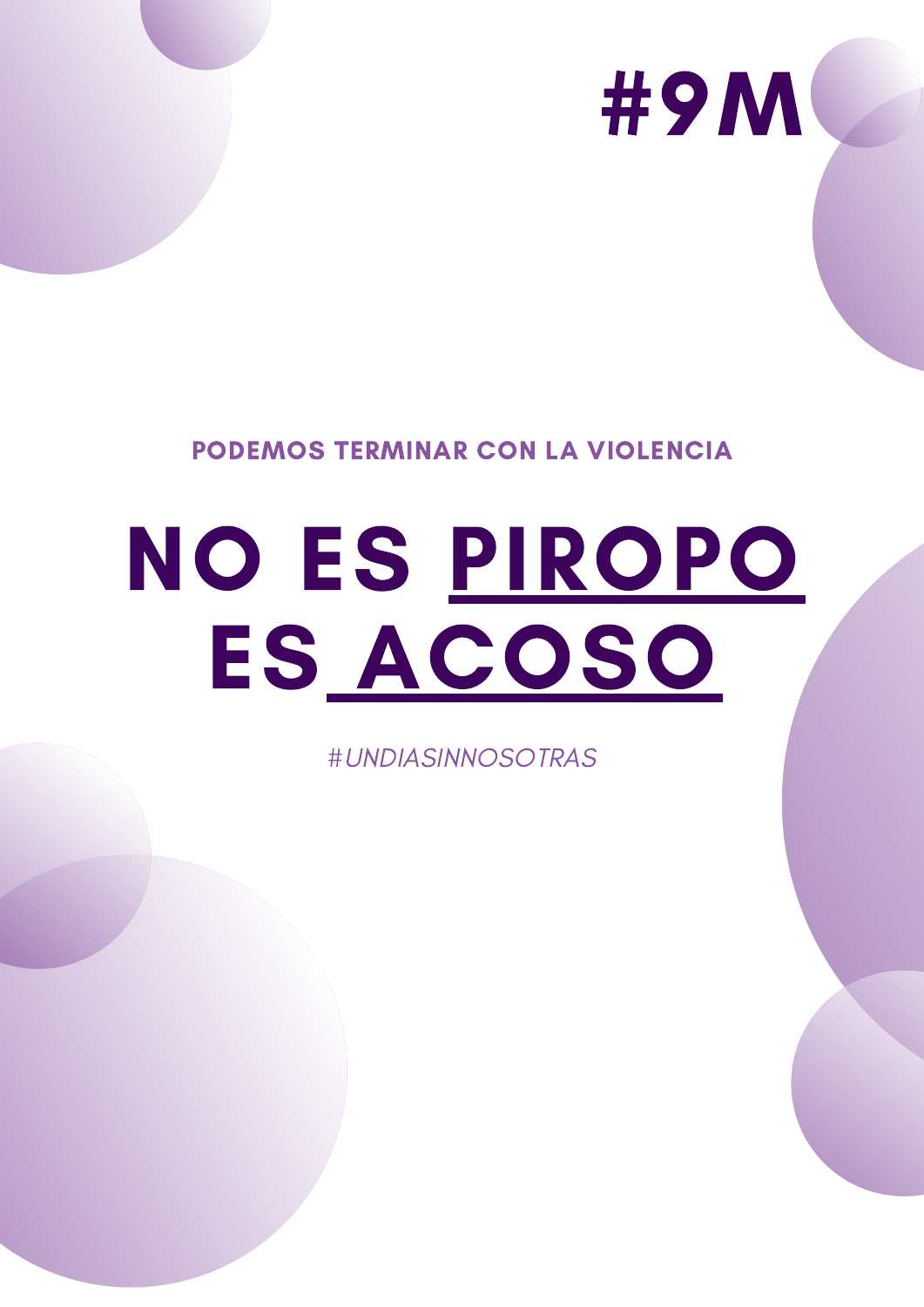#9M

**PODEMOS TERMINAR CON LA VIOLENCIA**

# NO ES PIROPO ES ACOSO

*#UNDIASINNOSOTRAS*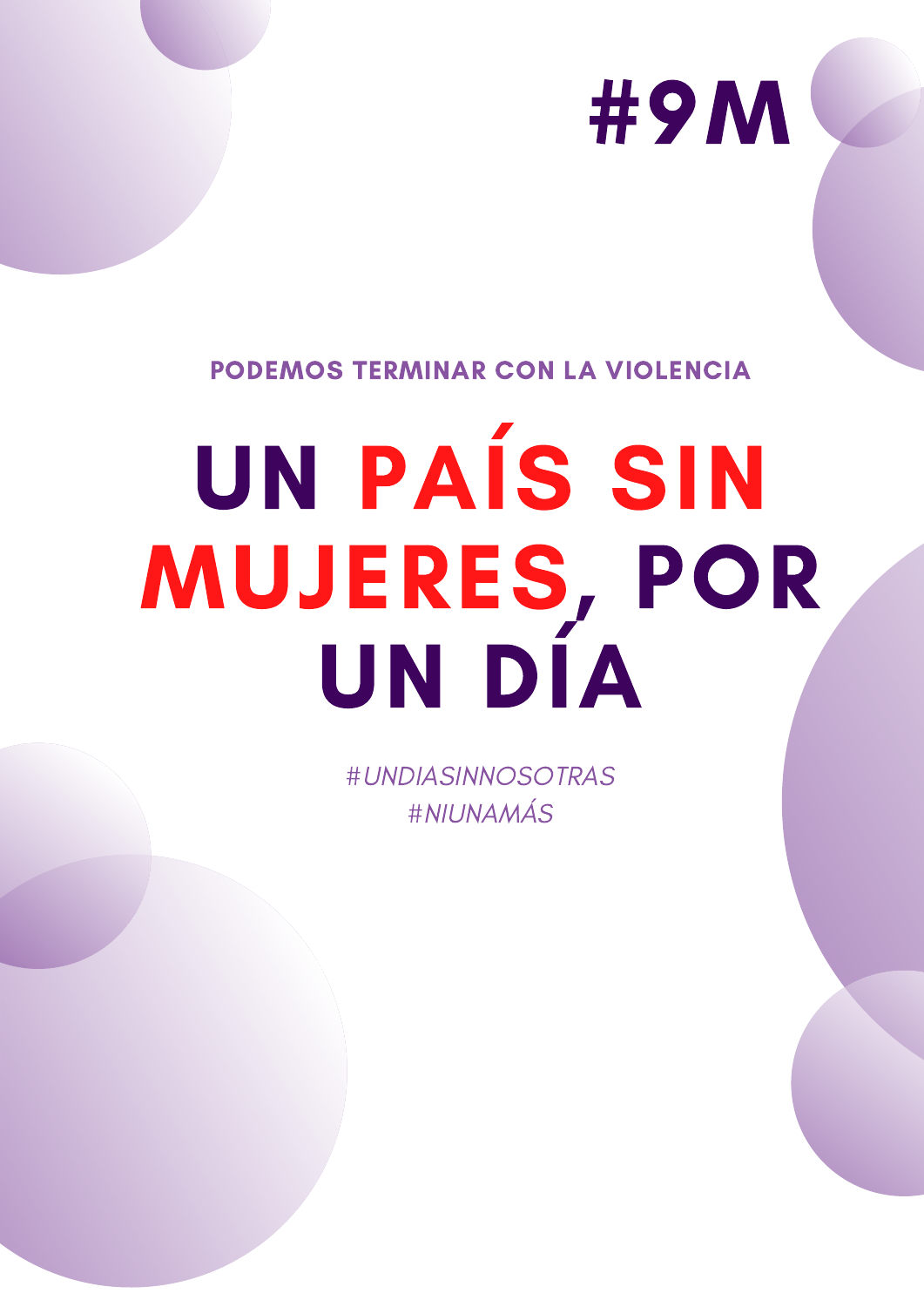#9M

**PODEMOS TERMINAR CON LA VIOLENCIA**

# UN PAÍS SIN MUJERES, POR UN DÍA

*#UNDIASINNOSOTRAS*
*#NIUNAMÁS*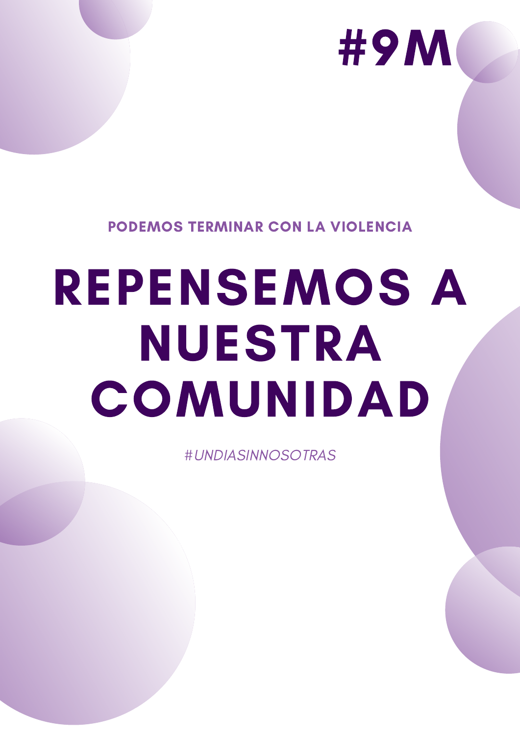#9M

**PODEMOS TERMINAR CON LA VIOLENCIA**

# REPENSEMOS A NUESTRA COMUNIDAD

*#UNDIASINNOSOTRAS*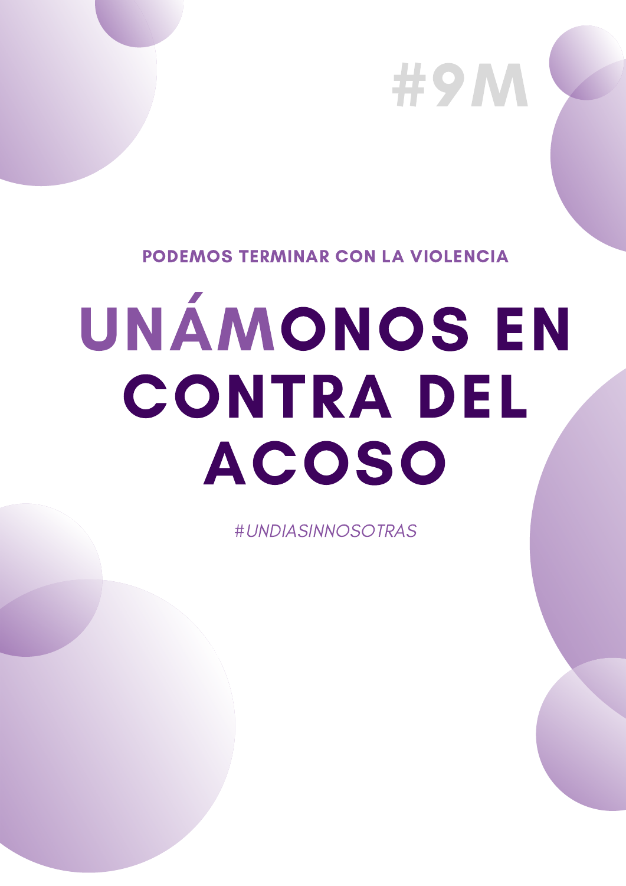#9M

**PODEMOS TERMINAR CON LA VIOLENCIA**

# UNÁMONOS EN CONTRA DEL ACOSO

*#UNDIASINNOSOTRAS*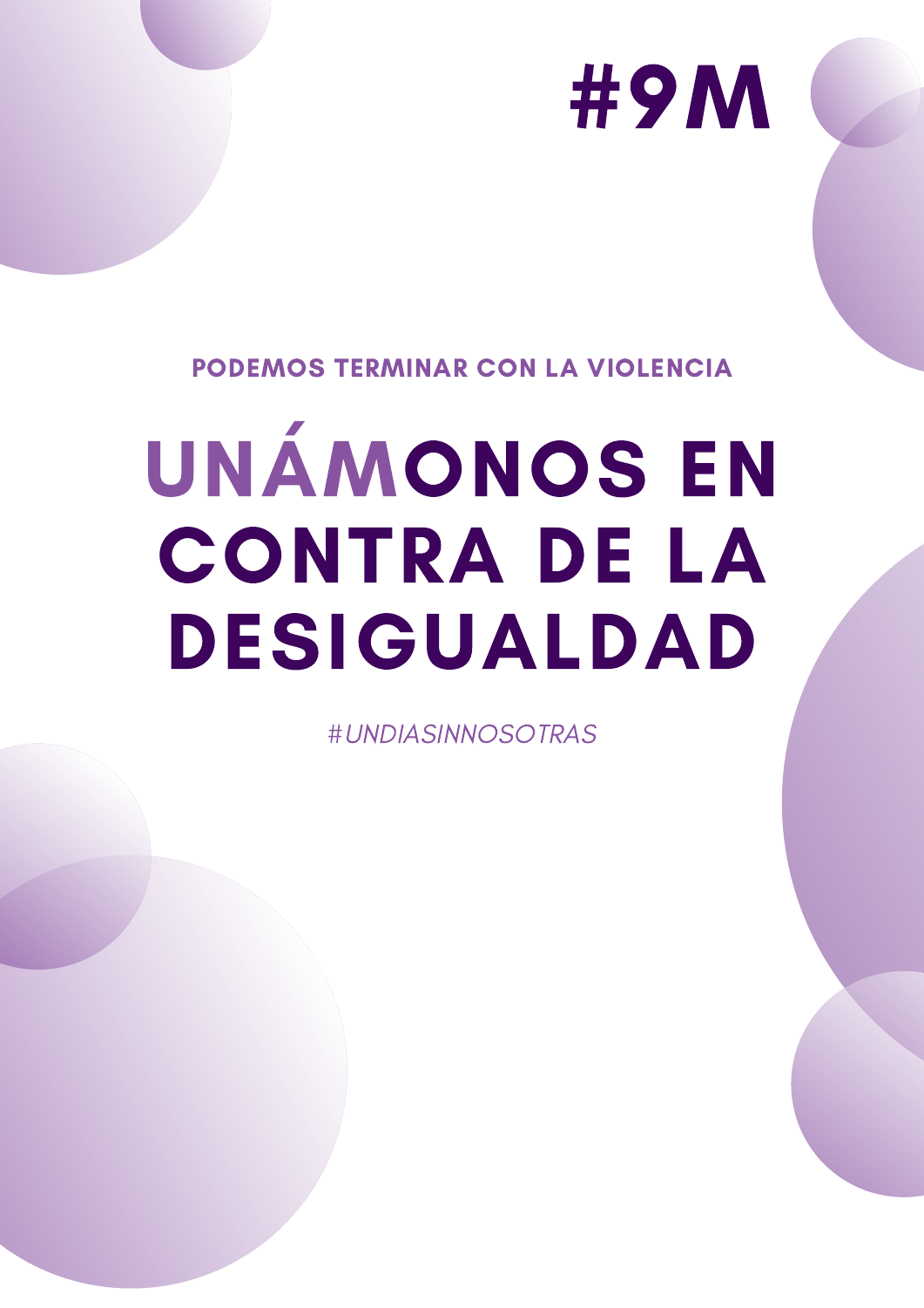# #9M

**PODEMOS TERMINAR CON LA VIOLENCIA**

# UNÁMONOS EN CONTRA DE LA DESIGUALDAD

*#UNDIASINNOSOTRAS*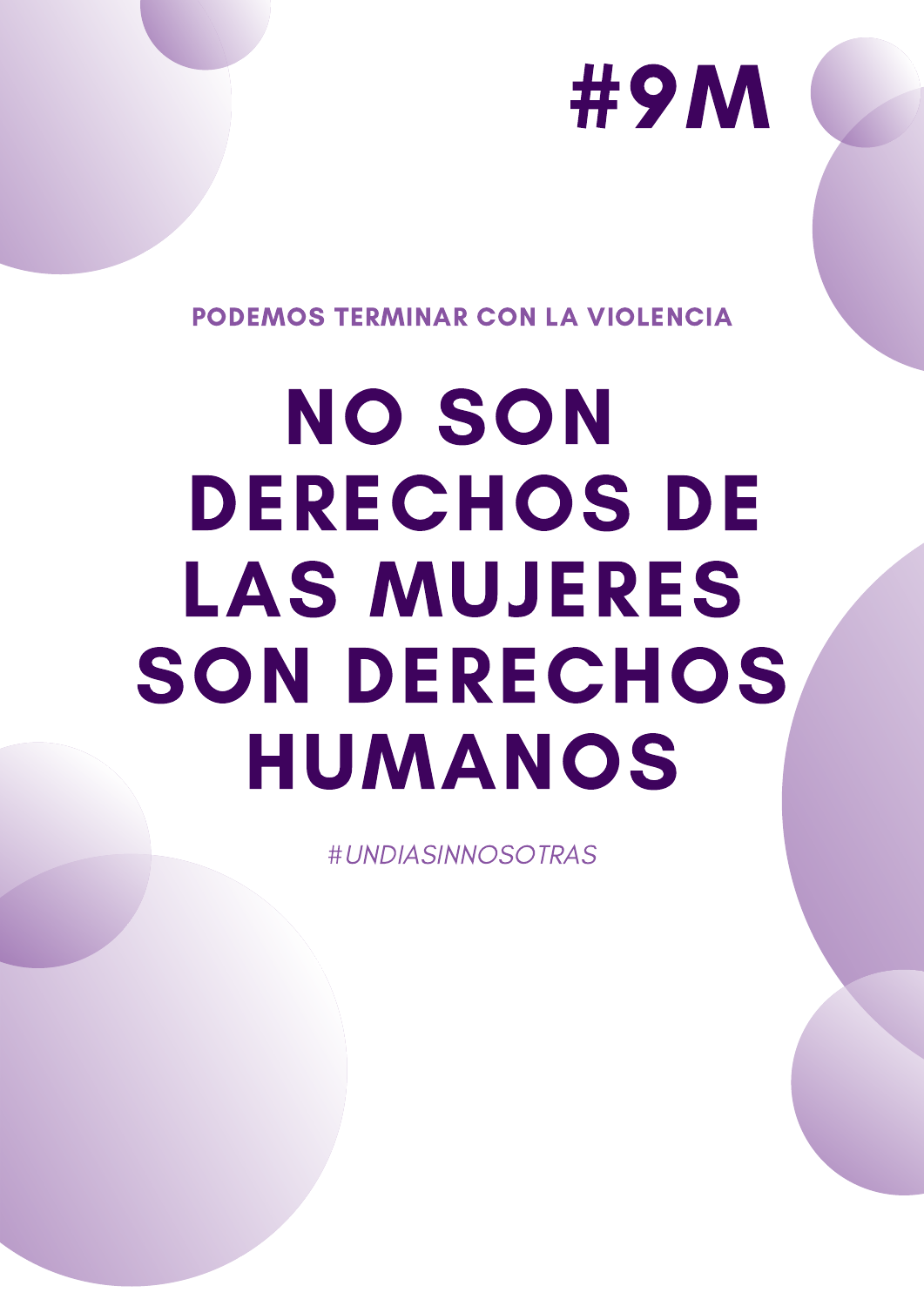# #9M

**PODEMOS TERMINAR CON LA VIOLENCIA**

# NO SON DERECHOS DE LAS MUJERES SON DERECHOS HUMANOS

*#UNDIASINNOSOTRAS*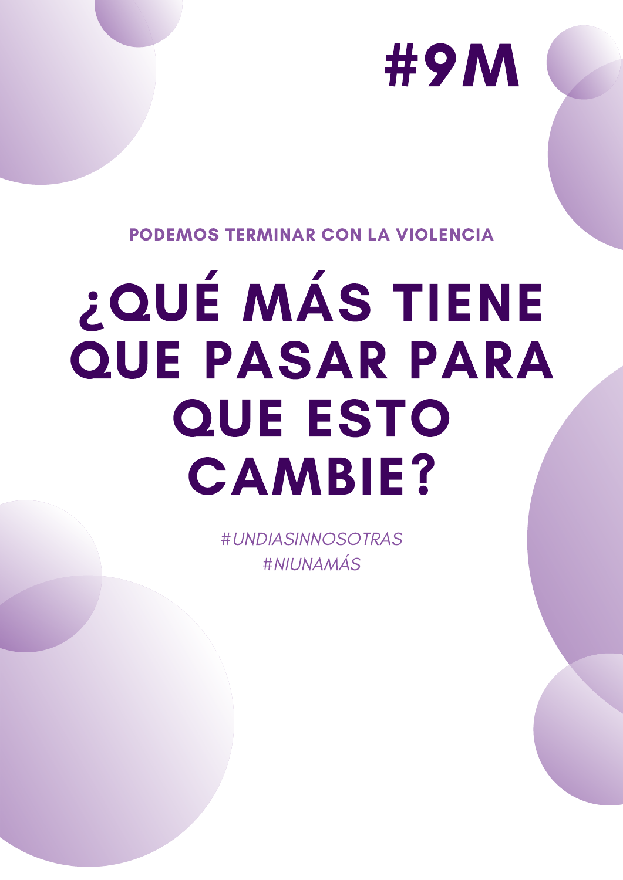# #9M

**PODEMOS TERMINAR CON LA VIOLENCIA**

# ¿QUÉ MÁS TIENE QUE PASAR PARA QUE ESTO CAMBIE?

*#UNDIASINNOSOTRAS*
*#NIUNAMÁS*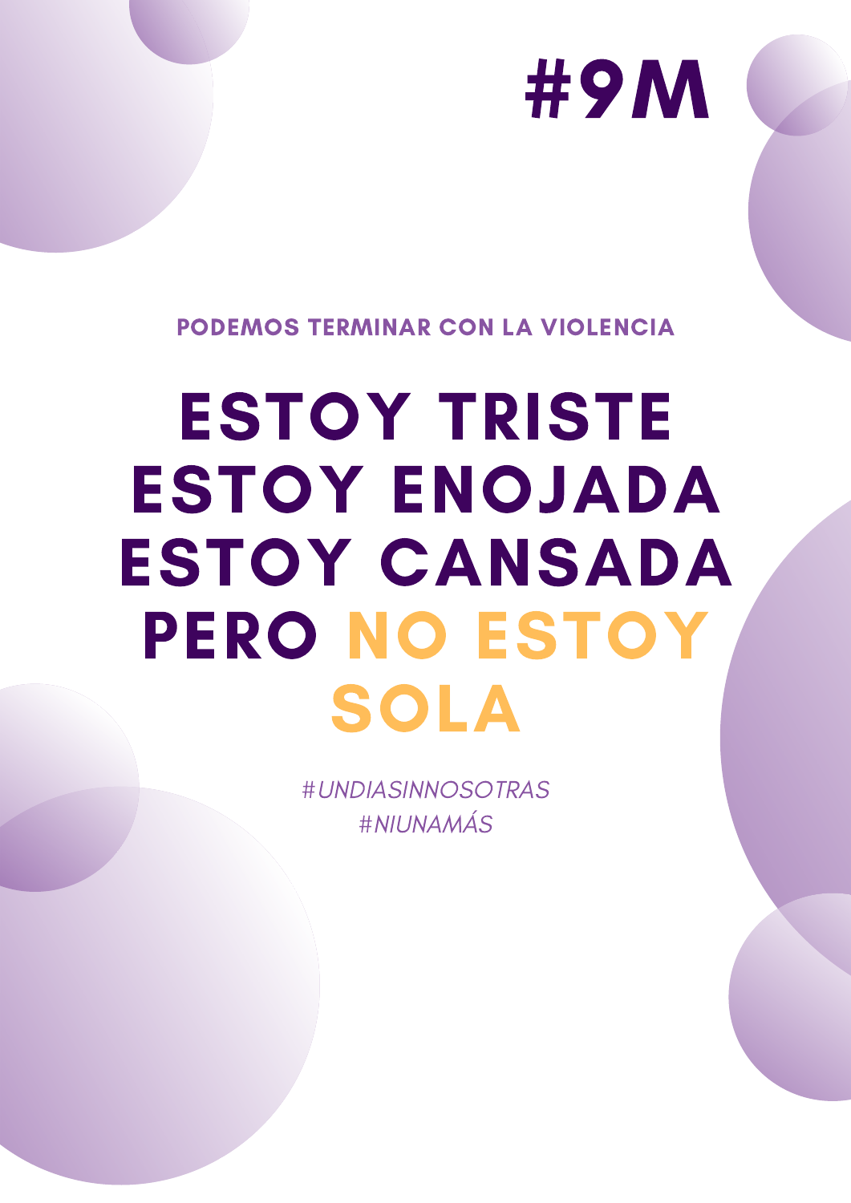# #9M

PODEMOS TERMINAR CON LA VIOLENCIA

# ESTOY TRISTE
# ESTOY ENOJADA
# ESTOY CANSADA
# PERO NO ESTOY SOLA

*#UNDIASINNOSOTRAS*
*#NIUNAMÁS*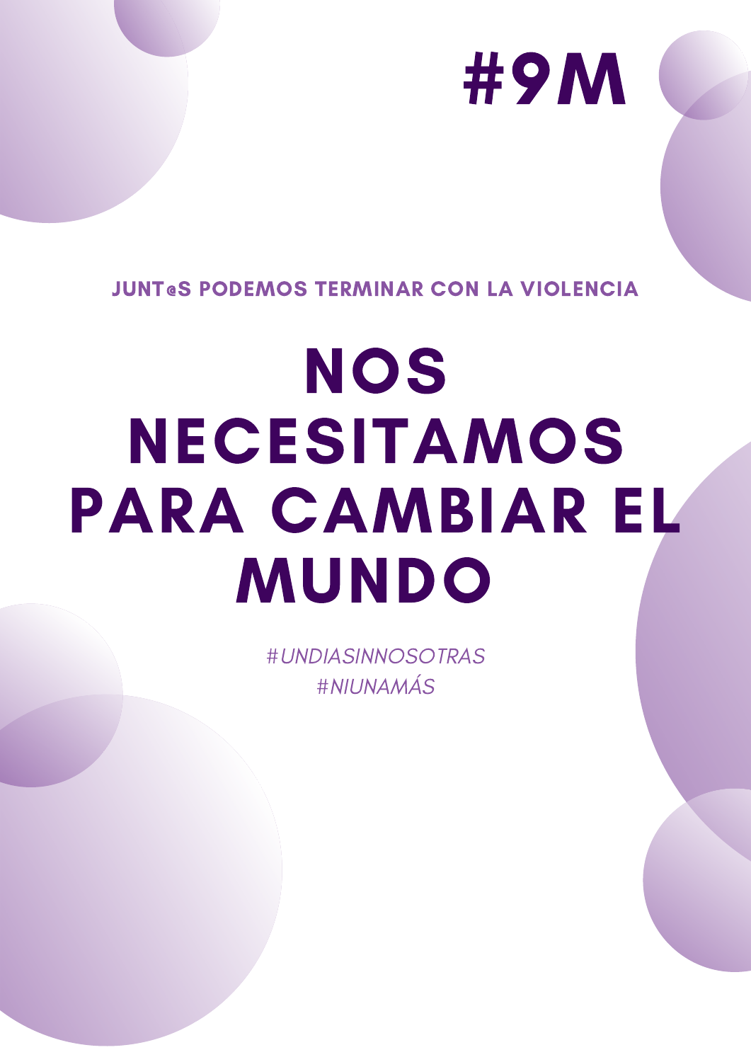# #9M

**JUNT@S PODEMOS TERMINAR CON LA VIOLENCIA**

# NOS NECESITAMOS PARA CAMBIAR EL MUNDO

*#UNDIASINNOSOTRAS*
*#NIUNAMÁS*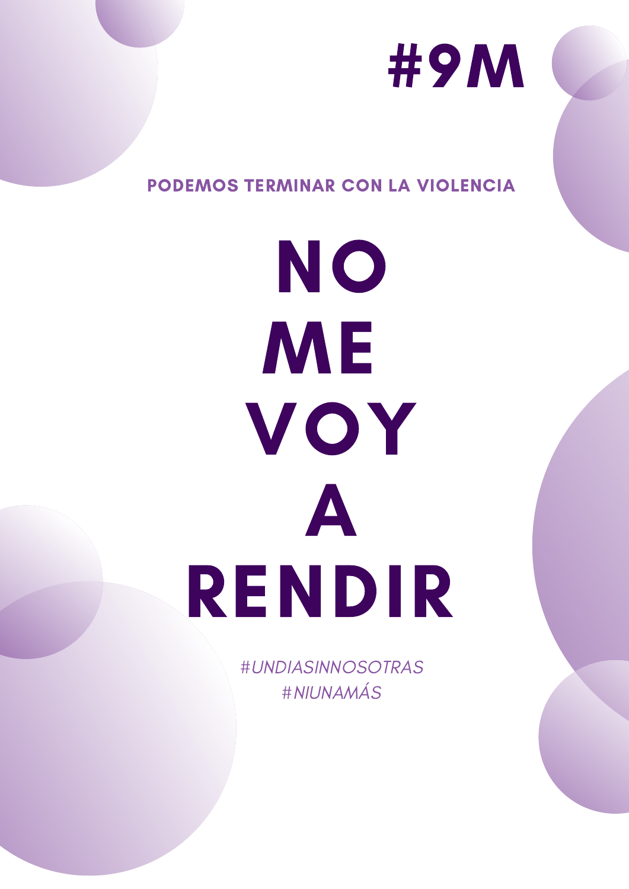# #9M

**PODEMOS TERMINAR CON LA VIOLENCIA**

# NO ME VOY A RENDIR

*#UNDIASINNOSOTRAS*
*#NIUNAMÁS*